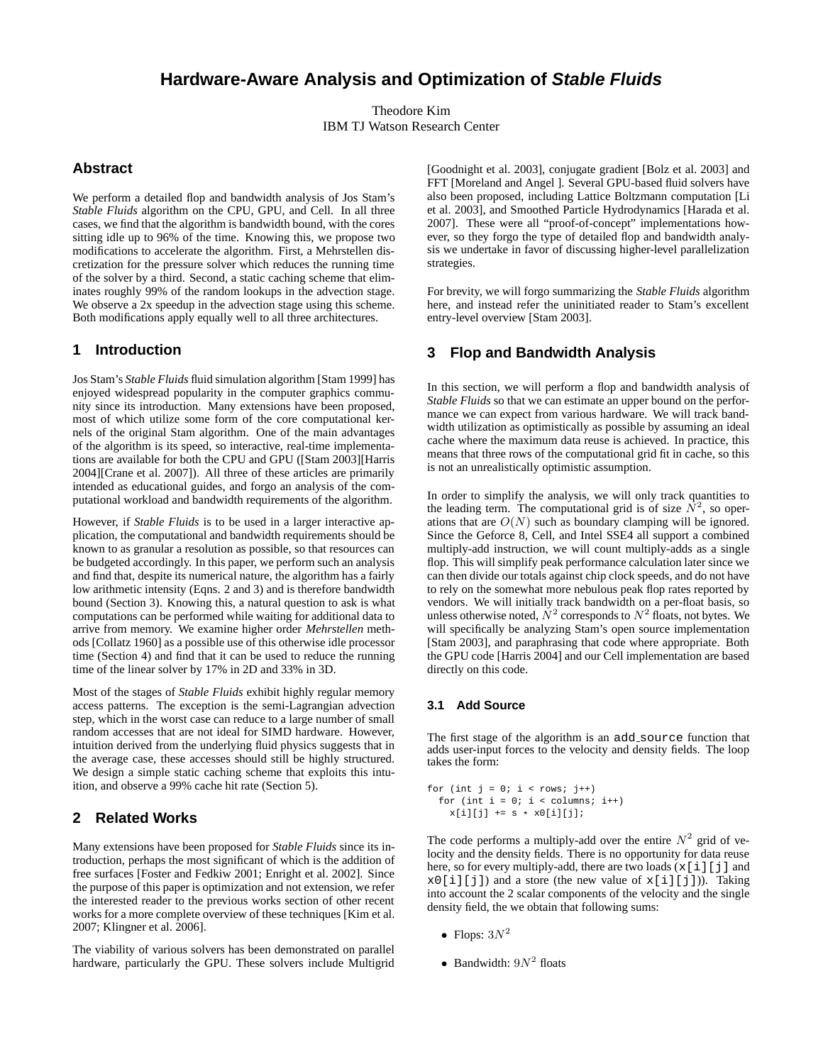# Hardware-Aware Analysis and Optimization of *Stable Fluids*

Theodore Kim
IBM TJ Watson Research Center

## Abstract

We perform a detailed flop and bandwidth analysis of Jos Stam's *Stable Fluids* algorithm on the CPU, GPU, and Cell. In all three cases, we find that the algorithm is bandwidth bound, with the cores sitting idle up to 96% of the time. Knowing this, we propose two modifications to accelerate the algorithm. First, a Mehrstellen discretization for the pressure solver which reduces the running time of the solver by a third. Second, a static caching scheme that eliminates roughly 99% of the random lookups in the advection stage. We observe a 2x speedup in the advection stage using this scheme. Both modifications apply equally well to all three architectures.

## 1 Introduction

Jos Stam's *Stable Fluids* fluid simulation algorithm [Stam 1999] has enjoyed widespread popularity in the computer graphics community since its introduction. Many extensions have been proposed, most of which utilize some form of the core computational kernels of the original Stam algorithm. One of the main advantages of the algorithm is its speed, so interactive, real-time implementations are available for both the CPU and GPU ([Stam 2003][Harris 2004][Crane et al. 2007]). All three of these articles are primarily intended as educational guides, and forgo an analysis of the computational workload and bandwidth requirements of the algorithm.

However, if *Stable Fluids* is to be used in a larger interactive application, the computational and bandwidth requirements should be known to as granular a resolution as possible, so that resources can be budgeted accordingly. In this paper, we perform such an analysis and find that, despite its numerical nature, the algorithm has a fairly low arithmetic intensity (Eqns. 2 and 3) and is therefore bandwidth bound (Section 3). Knowing this, a natural question to ask is what computations can be performed while waiting for additional data to arrive from memory. We examine higher order *Mehrstellen* methods [Collatz 1960] as a possible use of this otherwise idle processor time (Section 4) and find that it can be used to reduce the running time of the linear solver by 17% in 2D and 33% in 3D.

Most of the stages of *Stable Fluids* exhibit highly regular memory access patterns. The exception is the semi-Lagrangian advection step, which in the worst case can reduce to a large number of small random accesses that are not ideal for SIMD hardware. However, intuition derived from the underlying fluid physics suggests that in the average case, these accesses should still be highly structured. We design a simple static caching scheme that exploits this intuition, and observe a 99% cache hit rate (Section 5).

## 2 Related Works

Many extensions have been proposed for *Stable Fluids* since its introduction, perhaps the most significant of which is the addition of free surfaces [Foster and Fedkiw 2001; Enright et al. 2002]. Since the purpose of this paper is optimization and not extension, we refer the interested reader to the previous works section of other recent works for a more complete overview of these techniques [Kim et al. 2007; Klingner et al. 2006].

The viability of various solvers has been demonstrated on parallel hardware, particularly the GPU. These solvers include Multigrid [Goodnight et al. 2003], conjugate gradient [Bolz et al. 2003] and FFT [Moreland and Angel ]. Several GPU-based fluid solvers have also been proposed, including Lattice Boltzmann computation [Li et al. 2003], and Smoothed Particle Hydrodynamics [Harada et al. 2007]. These were all "proof-of-concept" implementations however, so they forgo the type of detailed flop and bandwidth analysis we undertake in favor of discussing higher-level parallelization strategies.

For brevity, we will forgo summarizing the *Stable Fluids* algorithm here, and instead refer the uninitiated reader to Stam's excellent entry-level overview [Stam 2003].

## 3 Flop and Bandwidth Analysis

In this section, we will perform a flop and bandwidth analysis of *Stable Fluids* so that we can estimate an upper bound on the performance we can expect from various hardware. We will track bandwidth utilization as optimistically as possible by assuming an ideal cache where the maximum data reuse is achieved. In practice, this means that three rows of the computational grid fit in cache, so this is not an unrealistically optimistic assumption.

In order to simplify the analysis, we will only track quantities to the leading term. The computational grid is of size $N^2$, so operations that are $O(N)$ such as boundary clamping will be ignored. Since the Geforce 8, Cell, and Intel SSE4 all support a combined multiply-add instruction, we will count multiply-adds as a single flop. This will simplify peak performance calculation later since we can then divide our totals against chip clock speeds, and do not have to rely on the somewhat more nebulous peak flop rates reported by vendors. We will initially track bandwidth on a per-float basis, so unless otherwise noted, $N^2$ corresponds to $N^2$ floats, not bytes. We will specifically be analyzing Stam's open source implementation [Stam 2003], and paraphrasing that code where appropriate. Both the GPU code [Harris 2004] and our Cell implementation are based directly on this code.

### 3.1 Add Source

The first stage of the algorithm is an `add_source` function that adds user-input forces to the velocity and density fields. The loop takes the form:

```
for (int j = 0; i < rows; j++)
  for (int i = 0; i < columns; i++)
    x[i][j] += s * x0[i][j];
```

The code performs a multiply-add over the entire $N^2$ grid of velocity and the density fields. There is no opportunity for data reuse here, so for every multiply-add, there are two loads (`x[i][j]` and `x0[i][j]`) and a store (the new value of `x[i][j]`)). Taking into account the 2 scalar components of the velocity and the single density field, the we obtain that following sums:

- Flops: $3N^2$
- Bandwidth: $9N^2$ floats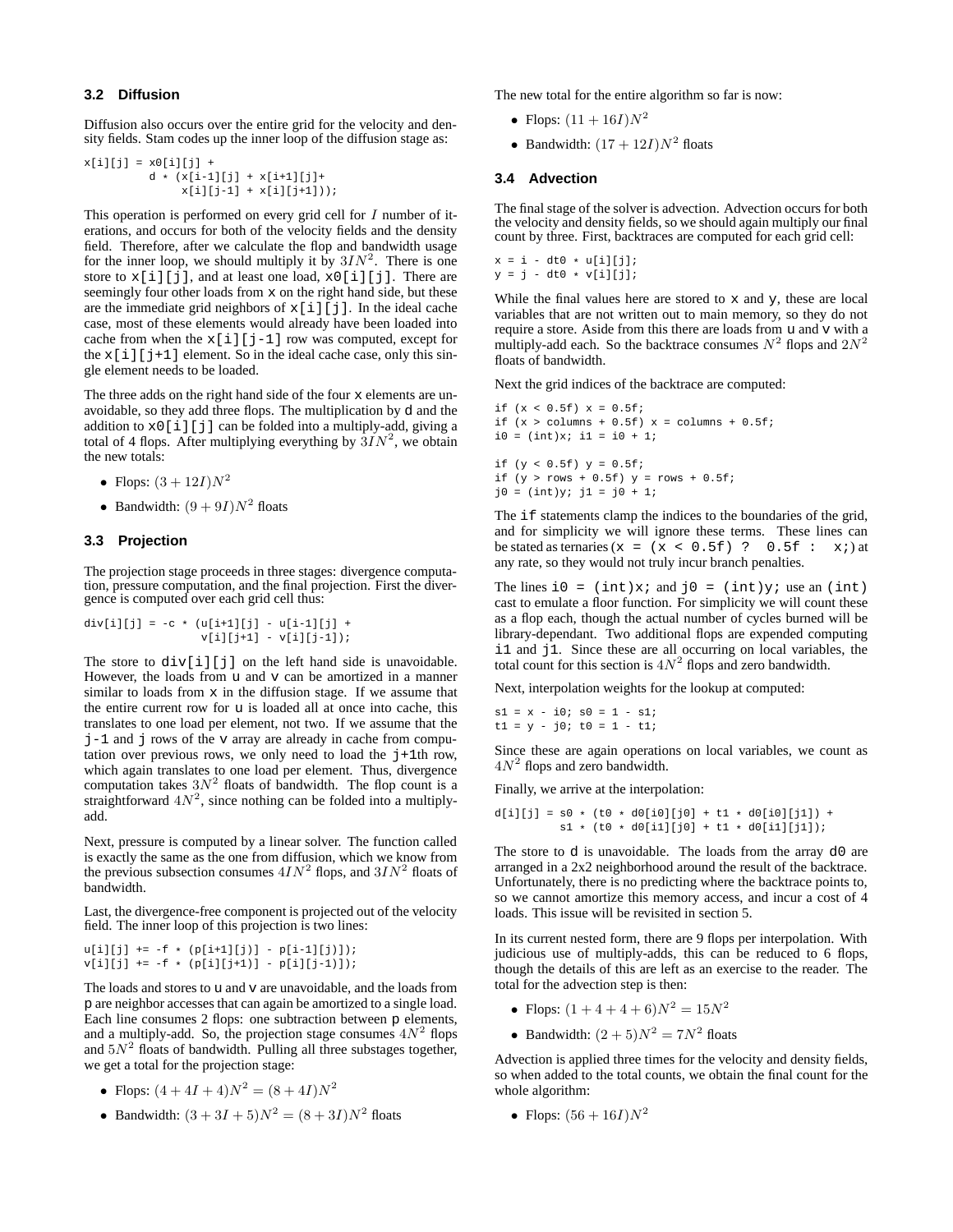### 3.2 Diffusion

Diffusion also occurs over the entire grid for the velocity and density fields. Stam codes up the inner loop of the diffusion stage as:

```
x[i][j] = x0[i][j] +
          d * (x[i-1][j] + x[i+1][j]+
               x[i][j-1] + x[i][j+1]));
```

This operation is performed on every grid cell for $I$ number of iterations, and occurs for both of the velocity fields and the density field. Therefore, after we calculate the flop and bandwidth usage for the inner loop, we should multiply it by $3IN^2$. There is one store to `x[i][j]`, and at least one load, `x0[i][j]`. There are seemingly four other loads from `x` on the right hand side, but these are the immediate grid neighbors of `x[i][j]`. In the ideal cache case, most of these elements would already have been loaded into cache from when the `x[i][j-1]` row was computed, except for the `x[i][j+1]` element. So in the ideal cache case, only this single element needs to be loaded.

The three adds on the right hand side of the four `x` elements are unavoidable, so they add three flops. The multiplication by `d` and the addition to `x0[i][j]` can be folded into a multiply-add, giving a total of 4 flops. After multiplying everything by $3IN^2$, we obtain the new totals:

- Flops: $(3 + 12I)N^2$
- Bandwidth: $(9 + 9I)N^2$ floats

### 3.3 Projection

The projection stage proceeds in three stages: divergence computation, pressure computation, and the final projection. First the divergence is computed over each grid cell thus:

```
div[i][j] = -c * (u[i+1][j] - u[i-1][j] +
                  v[i][j+1] - v[i][j-1]);
```

The store to `div[i][j]` on the left hand side is unavoidable. However, the loads from `u` and `v` can be amortized in a manner similar to loads from `x` in the diffusion stage. If we assume that the entire current row for `u` is loaded all at once into cache, this translates to one load per element, not two. If we assume that the `j-1` and `j` rows of the `v` array are already in cache from computation over previous rows, we only need to load the `j+1`th row, which again translates to one load per element. Thus, divergence computation takes $3N^2$ floats of bandwidth. The flop count is a straightforward $4N^2$, since nothing can be folded into a multiply-add.

Next, pressure is computed by a linear solver. The function called is exactly the same as the one from diffusion, which we know from the previous subsection consumes $4IN^2$ flops, and $3IN^2$ floats of bandwidth.

Last, the divergence-free component is projected out of the velocity field. The inner loop of this projection is two lines:

```
u[i][j] += -f * (p[i+1][j)] - p[i-1][j)]);
v[i][j] += -f * (p[i][j+1)] - p[i][j-1)]);
```

The loads and stores to `u` and `v` are unavoidable, and the loads from `p` are neighbor accesses that can again be amortized to a single load. Each line consumes 2 flops: one subtraction between `p` elements, and a multiply-add. So, the projection stage consumes $4N^2$ flops and $5N^2$ floats of bandwidth. Pulling all three substages together, we get a total for the projection stage:

- Flops: $(4 + 4I + 4)N^2 = (8 + 4I)N^2$
- Bandwidth: $(3 + 3I + 5)N^2 = (8 + 3I)N^2$ floats

The new total for the entire algorithm so far is now:

- Flops: $(11 + 16I)N^2$
- Bandwidth: $(17 + 12I)N^2$ floats

### 3.4 Advection

The final stage of the solver is advection. Advection occurs for both the velocity and density fields, so we should again multiply our final count by three. First, backtraces are computed for each grid cell:

```
x = i - dt0 * u[i][j];
y = j - dt0 * v[i][j];
```

While the final values here are stored to `x` and `y`, these are local variables that are not written out to main memory, so they do not require a store. Aside from this there are loads from `u` and `v` with a multiply-add each. So the backtrace consumes $N^2$ flops and $2N^2$ floats of bandwidth.

Next the grid indices of the backtrace are computed:

```
if (x < 0.5f) x = 0.5f;
if (x > columns + 0.5f) x = columns + 0.5f;
i0 = (int)x; i1 = i0 + 1;

if (y < 0.5f) y = 0.5f;
if (y > rows + 0.5f) y = rows + 0.5f;
j0 = (int)y; j1 = j0 + 1;
```

The `if` statements clamp the indices to the boundaries of the grid, and for simplicity we will ignore these terms. These lines can be stated as ternaries (`x = (x < 0.5f) ? 0.5f : x;`) at any rate, so they would not truly incur branch penalties.

The lines `i0 = (int)x;` and `j0 = (int)y;` use an `(int)` cast to emulate a floor function. For simplicity we will count these as a flop each, though the actual number of cycles burned will be library-dependant. Two additional flops are expended computing `i1` and `j1`. Since these are all occurring on local variables, the total count for this section is $4N^2$ flops and zero bandwidth.

Next, interpolation weights for the lookup at computed:

```
s1 = x - i0; s0 = 1 - s1;
t1 = y - j0; t0 = 1 - t1;
```

Since these are again operations on local variables, we count as $4N^2$ flops and zero bandwidth.

Finally, we arrive at the interpolation:

```
d[i][j] = s0 * (t0 * d0[i0][j0] + t1 * d0[i0][j1]) +
          s1 * (t0 * d0[i1][j0] + t1 * d0[i1][j1]);
```

The store to `d` is unavoidable. The loads from the array `d0` are arranged in a 2x2 neighborhood around the result of the backtrace. Unfortunately, there is no predicting where the backtrace points to, so we cannot amortize this memory access, and incur a cost of 4 loads. This issue will be revisited in section 5.

In its current nested form, there are 9 flops per interpolation. With judicious use of multiply-adds, this can be reduced to 6 flops, though the details of this are left as an exercise to the reader. The total for the advection step is then:

- Flops: $(1 + 4 + 4 + 6)N^2 = 15N^2$
- Bandwidth: $(2 + 5)N^2 = 7N^2$ floats

Advection is applied three times for the velocity and density fields, so when added to the total counts, we obtain the final count for the whole algorithm:

- Flops: $(56 + 16I)N^2$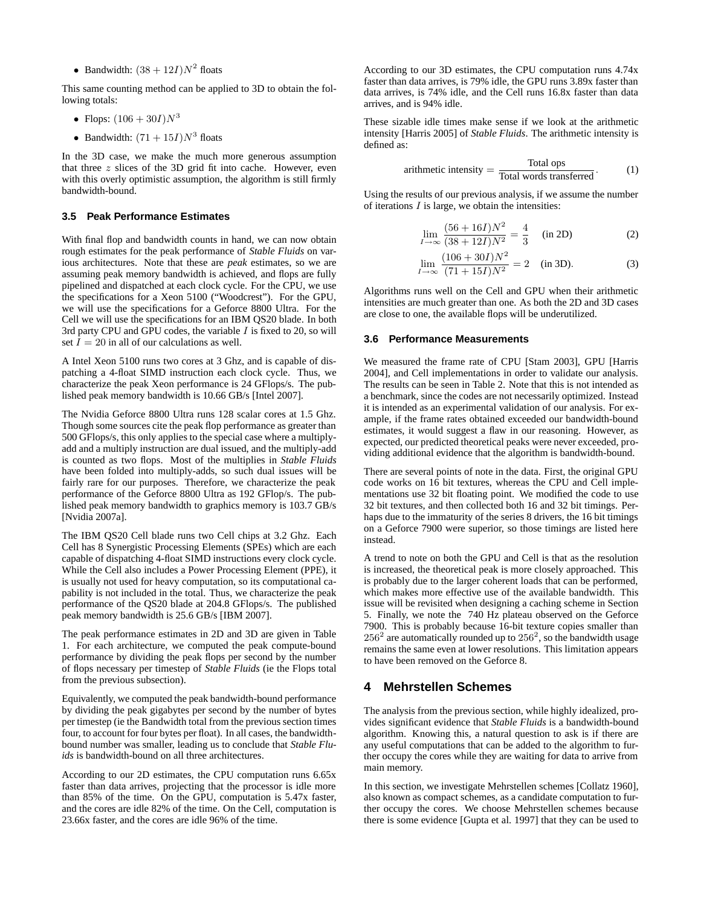- Bandwidth: $(38+12I)N^2$ floats

This same counting method can be applied to 3D to obtain the following totals:

- Flops: $(106+30I)N^3$
- Bandwidth: $(71+15I)N^3$ floats

In the 3D case, we make the much more generous assumption that three $z$ slices of the 3D grid fit into cache. However, even with this overly optimistic assumption, the algorithm is still firmly bandwidth-bound.

### 3.5 Peak Performance Estimates

With final flop and bandwidth counts in hand, we can now obtain rough estimates for the peak performance of *Stable Fluids* on various architectures. Note that these are *peak* estimates, so we are assuming peak memory bandwidth is achieved, and flops are fully pipelined and dispatched at each clock cycle. For the CPU, we use the specifications for a Xeon 5100 ("Woodcrest"). For the GPU, we will use the specifications for a Geforce 8800 Ultra. For the Cell we will use the specifications for an IBM QS20 blade. In both 3rd party CPU and GPU codes, the variable $I$ is fixed to 20, so will set $I = 20$ in all of our calculations as well.

A Intel Xeon 5100 runs two cores at 3 Ghz, and is capable of dispatching a 4-float SIMD instruction each clock cycle. Thus, we characterize the peak Xeon performance is 24 GFlops/s. The published peak memory bandwidth is 10.66 GB/s [Intel 2007].

The Nvidia Geforce 8800 Ultra runs 128 scalar cores at 1.5 Ghz. Though some sources cite the peak flop performance as greater than 500 GFlops/s, this only applies to the special case where a multiply-add and a multiply instruction are dual issued, and the multiply-add is counted as two flops. Most of the multiplies in *Stable Fluids* have been folded into multiply-adds, so such dual issues will be fairly rare for our purposes. Therefore, we characterize the peak performance of the Geforce 8800 Ultra as 192 GFlop/s. The published peak memory bandwidth to graphics memory is 103.7 GB/s [Nvidia 2007a].

The IBM QS20 Cell blade runs two Cell chips at 3.2 Ghz. Each Cell has 8 Synergistic Processing Elements (SPEs) which are each capable of dispatching 4-float SIMD instructions every clock cycle. While the Cell also includes a Power Processing Element (PPE), it is usually not used for heavy computation, so its computational capability is not included in the total. Thus, we characterize the peak performance of the QS20 blade at 204.8 GFlops/s. The published peak memory bandwidth is 25.6 GB/s [IBM 2007].

The peak performance estimates in 2D and 3D are given in Table 1. For each architecture, we computed the peak compute-bound performance by dividing the peak flops per second by the number of flops necessary per timestep of *Stable Fluids* (ie the Flops total from the previous subsection).

Equivalently, we computed the peak bandwidth-bound performance by dividing the peak gigabytes per second by the number of bytes per timestep (ie the Bandwidth total from the previous section times four, to account for four bytes per float). In all cases, the bandwidth-bound number was smaller, leading us to conclude that *Stable Fluids* is bandwidth-bound on all three architectures.

According to our 2D estimates, the CPU computation runs 6.65x faster than data arrives, projecting that the processor is idle more than 85% of the time. On the GPU, computation is 5.47x faster, and the cores are idle 82% of the time. On the Cell, computation is 23.66x faster, and the cores are idle 96% of the time.

According to our 3D estimates, the CPU computation runs 4.74x faster than data arrives, is 79% idle, the GPU runs 3.89x faster than data arrives, is 74% idle, and the Cell runs 16.8x faster than data arrives, and is 94% idle.

These sizable idle times make sense if we look at the arithmetic intensity [Harris 2005] of *Stable Fluids*. The arithmetic intensity is defined as:

$$\text{arithmetic intensity} = \frac{\text{Total ops}}{\text{Total words transferred}}. \tag{1}$$

Using the results of our previous analysis, if we assume the number of iterations $I$ is large, we obtain the intensities:

$$\lim_{I\to\infty} \frac{(56+16I)N^2}{(38+12I)N^2} = \frac{4}{3} \quad \text{(in 2D)} \tag{2}$$

$$\lim_{I\to\infty} \frac{(106+30I)N^2}{(71+15I)N^2} = 2 \quad \text{(in 3D)}. \tag{3}$$

Algorithms runs well on the Cell and GPU when their arithmetic intensities are much greater than one. As both the 2D and 3D cases are close to one, the available flops will be underutilized.

### 3.6 Performance Measurements

We measured the frame rate of CPU [Stam 2003], GPU [Harris 2004], and Cell implementations in order to validate our analysis. The results can be seen in Table 2. Note that this is not intended as a benchmark, since the codes are not necessarily optimized. Instead it is intended as an experimental validation of our analysis. For example, if the frame rates obtained exceeded our bandwidth-bound estimates, it would suggest a flaw in our reasoning. However, as expected, our predicted theoretical peaks were never exceeded, providing additional evidence that the algorithm is bandwidth-bound.

There are several points of note in the data. First, the original GPU code works on 16 bit textures, whereas the CPU and Cell implementations use 32 bit floating point. We modified the code to use 32 bit textures, and then collected both 16 and 32 bit timings. Perhaps due to the immaturity of the series 8 drivers, the 16 bit timings on a Geforce 7900 were superior, so those timings are listed here instead.

A trend to note on both the GPU and Cell is that as the resolution is increased, the theoretical peak is more closely approached. This is probably due to the larger coherent loads that can be performed, which makes more effective use of the available bandwidth. This issue will be revisited when designing a caching scheme in Section 5. Finally, we note the 740 Hz plateau observed on the Geforce 7900. This is probably because 16-bit texture copies smaller than $256^2$ are automatically rounded up to $256^2$, so the bandwidth usage remains the same even at lower resolutions. This limitation appears to have been removed on the Geforce 8.

## 4 Mehrstellen Schemes

The analysis from the previous section, while highly idealized, provides significant evidence that *Stable Fluids* is a bandwidth-bound algorithm. Knowing this, a natural question to ask is if there are any useful computations that can be added to the algorithm to further occupy the cores while they are waiting for data to arrive from main memory.

In this section, we investigate Mehrstellen schemes [Collatz 1960], also known as compact schemes, as a candidate computation to further occupy the cores. We choose Mehrstellen schemes because there is some evidence [Gupta et al. 1997] that they can be used to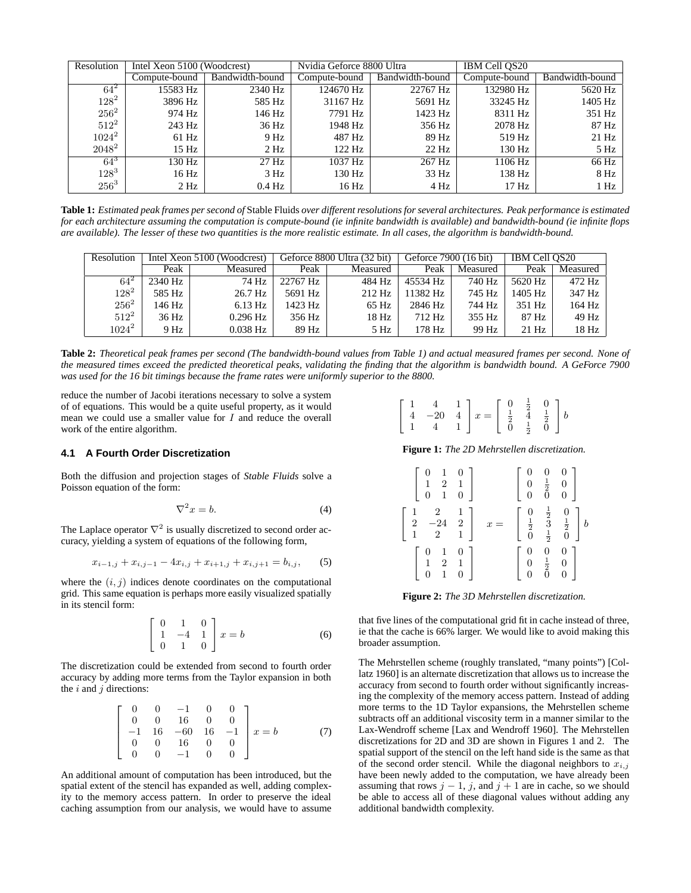| Resolution | Intel Xeon 5100 (Woodcrest) | | Nvidia Geforce 8800 Ultra | | IBM Cell QS20 | |
|---|---|---|---|---|---|---|
| | Compute-bound | Bandwidth-bound | Compute-bound | Bandwidth-bound | Compute-bound | Bandwidth-bound |
| $64^2$ | 15583 Hz | 2340 Hz | 124670 Hz | 22767 Hz | 132980 Hz | 5620 Hz |
| $128^2$ | 3896 Hz | 585 Hz | 31167 Hz | 5691 Hz | 33245 Hz | 1405 Hz |
| $256^2$ | 974 Hz | 146 Hz | 7791 Hz | 1423 Hz | 8311 Hz | 351 Hz |
| $512^2$ | 243 Hz | 36 Hz | 1948 Hz | 356 Hz | 2078 Hz | 87 Hz |
| $1024^2$ | 61 Hz | 9 Hz | 487 Hz | 89 Hz | 519 Hz | 21 Hz |
| $2048^2$ | 15 Hz | 2 Hz | 122 Hz | 22 Hz | 130 Hz | 5 Hz |
| $64^3$ | 130 Hz | 27 Hz | 1037 Hz | 267 Hz | 1106 Hz | 66 Hz |
| $128^3$ | 16 Hz | 3 Hz | 130 Hz | 33 Hz | 138 Hz | 8 Hz |
| $256^3$ | 2 Hz | 0.4 Hz | 16 Hz | 4 Hz | 17 Hz | 1 Hz |

**Table 1:** *Estimated peak frames per second of* Stable Fluids *over different resolutions for several architectures. Peak performance is estimated for each architecture assuming the computation is compute-bound (ie infinite bandwidth is available) and bandwidth-bound (ie infinite flops are available). The lesser of these two quantities is the more realistic estimate. In all cases, the algorithm is bandwidth-bound.*

| Resolution | Intel Xeon 5100 (Woodcrest) | | Geforce 8800 Ultra (32 bit) | | Geforce 7900 (16 bit) | | IBM Cell QS20 | |
|---|---|---|---|---|---|---|---|---|
| | Peak | Measured | Peak | Measured | Peak | Measured | Peak | Measured |
| $64^2$ | 2340 Hz | 74 Hz | 22767 Hz | 484 Hz | 45534 Hz | 740 Hz | 5620 Hz | 472 Hz |
| $128^2$ | 585 Hz | 26.7 Hz | 5691 Hz | 212 Hz | 11382 Hz | 745 Hz | 1405 Hz | 347 Hz |
| $256^2$ | 146 Hz | 6.13 Hz | 1423 Hz | 65 Hz | 2846 Hz | 744 Hz | 351 Hz | 164 Hz |
| $512^2$ | 36 Hz | 0.296 Hz | 356 Hz | 18 Hz | 712 Hz | 355 Hz | 87 Hz | 49 Hz |
| $1024^2$ | 9 Hz | 0.038 Hz | 89 Hz | 5 Hz | 178 Hz | 99 Hz | 21 Hz | 18 Hz |

**Table 2:** *Theoretical peak frames per second (The bandwidth-bound values from Table 1) and actual measured frames per second. None of the measured times exceed the predicted theoretical peaks, validating the finding that the algorithm is bandwidth bound. A GeForce 7900 was used for the 16 bit timings because the frame rates were uniformly superior to the 8800.*

reduce the number of Jacobi iterations necessary to solve a system of of equations. This would be a quite useful property, as it would mean we could use a smaller value for $I$ and reduce the overall work of the entire algorithm.

### 4.1 A Fourth Order Discretization

Both the diffusion and projection stages of *Stable Fluids* solve a Poisson equation of the form:

$$\nabla^2 x = b. \tag{4}$$

The Laplace operator $\nabla^2$ is usually discretized to second order accuracy, yielding a system of equations of the following form,

$$x_{i-1,j} + x_{i,j-1} - 4x_{i,j} + x_{i+1,j} + x_{i,j+1} = b_{i,j}, \tag{5}$$

where the $(i, j)$ indices denote coordinates on the computational grid. This same equation is perhaps more easily visualized spatially in its stencil form:

$$\begin{bmatrix} 0 & 1 & 0 \\ 1 & -4 & 1 \\ 0 & 1 & 0 \end{bmatrix} x = b \tag{6}$$

The discretization could be extended from second to fourth order accuracy by adding more terms from the Taylor expansion in both the $i$ and $j$ directions:

$$\begin{bmatrix} 0 & 0 & -1 & 0 & 0 \\ 0 & 0 & 16 & 0 & 0 \\ -1 & 16 & -60 & 16 & -1 \\ 0 & 0 & 16 & 0 & 0 \\ 0 & 0 & -1 & 0 & 0 \end{bmatrix} x = b \tag{7}$$

An additional amount of computation has been introduced, but the spatial extent of the stencil has expanded as well, adding complexity to the memory access pattern. In order to preserve the ideal caching assumption from our analysis, we would have to assume that five lines of the computational grid fit in cache instead of three, ie that the cache is 66% larger. We would like to avoid making this broader assumption.

$$\begin{bmatrix} 1 & 4 & 1 \\ 4 & -20 & 4 \\ 1 & 4 & 1 \end{bmatrix} x = \begin{bmatrix} 0 & \frac{1}{2} & 0 \\ \frac{1}{2} & 4 & \frac{1}{2} \\ 0 & \frac{1}{2} & 0 \end{bmatrix} b$$

**Figure 1:** *The 2D Mehrstellen discretization.*

$$\begin{matrix} \begin{bmatrix} 0 & 1 & 0 \\ 1 & 2 & 1 \\ 0 & 1 & 0 \end{bmatrix} & & \begin{bmatrix} 0 & 0 & 0 \\ 0 & \frac{1}{2} & 0 \\ 0 & 0 & 0 \end{bmatrix} & \\ \begin{bmatrix} 1 & 2 & 1 \\ 2 & -24 & 2 \\ 1 & 2 & 1 \end{bmatrix} & x = & \begin{bmatrix} 0 & \frac{1}{2} & 0 \\ \frac{1}{2} & 3 & \frac{1}{2} \\ 0 & \frac{1}{2} & 0 \end{bmatrix} & b \\ \begin{bmatrix} 0 & 1 & 0 \\ 1 & 2 & 1 \\ 0 & 1 & 0 \end{bmatrix} & & \begin{bmatrix} 0 & 0 & 0 \\ 0 & \frac{1}{2} & 0 \\ 0 & 0 & 0 \end{bmatrix} & \end{matrix}$$

**Figure 2:** *The 3D Mehrstellen discretization.*

The Mehrstellen scheme (roughly translated, "many points") [Collatz 1960] is an alternate discretization that allows us to increase the accuracy from second to fourth order without significantly increasing the complexity of the memory access pattern. Instead of adding more terms to the 1D Taylor expansions, the Mehrstellen scheme subtracts off an additional viscosity term in a manner similar to the Lax-Wendroff scheme [Lax and Wendroff 1960]. The Mehrstellen discretizations for 2D and 3D are shown in Figures 1 and 2. The spatial support of the stencil on the left hand side is the same as that of the second order stencil. While the diagonal neighbors to $x_{i,j}$ have been newly added to the computation, we have already been assuming that rows $j-1$, $j$, and $j+1$ are in cache, so we should be able to access all of these diagonal values without adding any additional bandwidth complexity.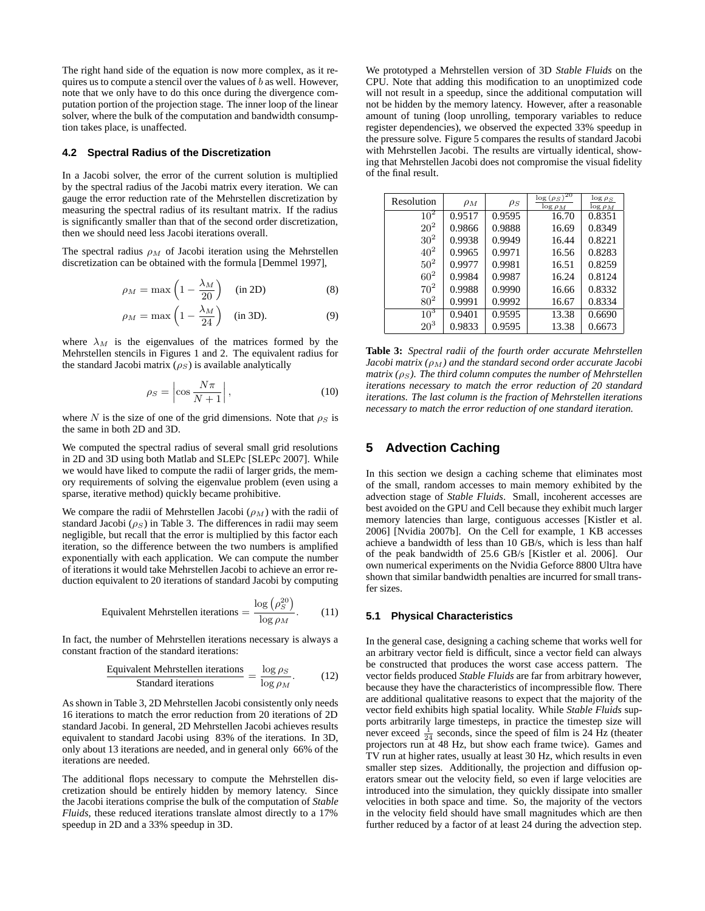The right hand side of the equation is now more complex, as it requires us to compute a stencil over the values of $b$ as well. However, note that we only have to do this once during the divergence computation portion of the projection stage. The inner loop of the linear solver, where the bulk of the computation and bandwidth consumption takes place, is unaffected.

### 4.2 Spectral Radius of the Discretization

In a Jacobi solver, the error of the current solution is multiplied by the spectral radius of the Jacobi matrix every iteration. We can gauge the error reduction rate of the Mehrstellen discretization by measuring the spectral radius of its resultant matrix. If the radius is significantly smaller than that of the second order discretization, then we should need less Jacobi iterations overall.

The spectral radius $\rho_M$ of Jacobi iteration using the Mehrstellen discretization can be obtained with the formula [Demmel 1997],

$$\rho_M = \max\left(1 - \frac{\lambda_M}{20}\right) \quad \text{(in 2D)} \tag{8}$$

$$\rho_M = \max\left(1 - \frac{\lambda_M}{24}\right) \quad \text{(in 3D).} \tag{9}$$

where $\lambda_M$ is the eigenvalues of the matrices formed by the Mehrstellen stencils in Figures 1 and 2. The equivalent radius for the standard Jacobi matrix ($\rho_S$) is available analytically

$$\rho_S = \left|\cos\frac{N\pi}{N+1}\right|, \tag{10}$$

where $N$ is the size of one of the grid dimensions. Note that $\rho_S$ is the same in both 2D and 3D.

We computed the spectral radius of several small grid resolutions in 2D and 3D using both Matlab and SLEPc [SLEPc 2007]. While we would have liked to compute the radii of larger grids, the memory requirements of solving the eigenvalue problem (even using a sparse, iterative method) quickly became prohibitive.

We compare the radii of Mehrstellen Jacobi ($\rho_M$) with the radii of standard Jacobi ($\rho_S$) in Table 3. The differences in radii may seem negligible, but recall that the error is multiplied by this factor each iteration, so the difference between the two numbers is amplified exponentially with each application. We can compute the number of iterations it would take Mehrstellen Jacobi to achieve an error reduction equivalent to 20 iterations of standard Jacobi by computing

$$\text{Equivalent Mehrstellen iterations} = \frac{\log\left(\rho_S^{20}\right)}{\log \rho_M}. \tag{11}$$

In fact, the number of Mehrstellen iterations necessary is always a constant fraction of the standard iterations:

$$\frac{\text{Equivalent Mehrstellen iterations}}{\text{Standard iterations}} = \frac{\log \rho_S}{\log \rho_M}. \tag{12}$$

As shown in Table 3, 2D Mehrstellen Jacobi consistently only needs 16 iterations to match the error reduction from 20 iterations of 2D standard Jacobi. In general, 2D Mehrstellen Jacobi achieves results equivalent to standard Jacobi using 83% of the iterations. In 3D, only about 13 iterations are needed, and in general only 66% of the iterations are needed.

The additional flops necessary to compute the Mehrstellen discretization should be entirely hidden by memory latency. Since the Jacobi iterations comprise the bulk of the computation of *Stable Fluids*, these reduced iterations translate almost directly to a 17% speedup in 2D and a 33% speedup in 3D.

We prototyped a Mehrstellen version of 3D *Stable Fluids* on the CPU. Note that adding this modification to an unoptimized code will not result in a speedup, since the additional computation will not be hidden by the memory latency. However, after a reasonable amount of tuning (loop unrolling, temporary variables to reduce register dependencies), we observed the expected 33% speedup in the pressure solve. Figure 5 compares the results of standard Jacobi with Mehrstellen Jacobi. The results are virtually identical, showing that Mehrstellen Jacobi does not compromise the visual fidelity of the final result.

| Resolution | $\rho_M$ | $\rho_S$ | $\frac{\log(\rho_S)^{20}}{\log \rho_M}$ | $\frac{\log \rho_S}{\log \rho_M}$ |
|---|---|---|---|---|
| $10^2$ | 0.9517 | 0.9595 | 16.70 | 0.8351 |
| $20^2$ | 0.9866 | 0.9888 | 16.69 | 0.8349 |
| $30^2$ | 0.9938 | 0.9949 | 16.44 | 0.8221 |
| $40^2$ | 0.9965 | 0.9971 | 16.56 | 0.8283 |
| $50^2$ | 0.9977 | 0.9981 | 16.51 | 0.8259 |
| $60^2$ | 0.9984 | 0.9987 | 16.24 | 0.8124 |
| $70^2$ | 0.9988 | 0.9990 | 16.66 | 0.8332 |
| $80^2$ | 0.9991 | 0.9992 | 16.67 | 0.8334 |
| $10^3$ | 0.9401 | 0.9595 | 13.38 | 0.6690 |
| $20^3$ | 0.9833 | 0.9595 | 13.38 | 0.6673 |

**Table 3:** *Spectral radii of the fourth order accurate Mehrstellen Jacobi matrix ($\rho_M$) and the standard second order accurate Jacobi matrix ($\rho_S$). The third column computes the number of Mehrstellen iterations necessary to match the error reduction of 20 standard iterations. The last column is the fraction of Mehrstellen iterations necessary to match the error reduction of one standard iteration.*

## 5 Advection Caching

In this section we design a caching scheme that eliminates most of the small, random accesses to main memory exhibited by the advection stage of *Stable Fluids*. Small, incoherent accesses are best avoided on the GPU and Cell because they exhibit much larger memory latencies than large, contiguous accesses [Kistler et al. 2006] [Nvidia 2007b]. On the Cell for example, 1 KB accesses achieve a bandwidth of less than 10 GB/s, which is less than half of the peak bandwidth of 25.6 GB/s [Kistler et al. 2006]. Our own numerical experiments on the Nvidia Geforce 8800 Ultra have shown that similar bandwidth penalties are incurred for small transfer sizes.

### 5.1 Physical Characteristics

In the general case, designing a caching scheme that works well for an arbitrary vector field is difficult, since a vector field can always be constructed that produces the worst case access pattern. The vector fields produced *Stable Fluids* are far from arbitrary however, because they have the characteristics of incompressible flow. There are additional qualitative reasons to expect that the majority of the vector field exhibits high spatial locality. While *Stable Fluids* supports arbitrarily large timesteps, in practice the timestep size will never exceed $\frac{1}{24}$ seconds, since the speed of film is 24 Hz (theater projectors run at 48 Hz, but show each frame twice). Games and TV run at higher rates, usually at least 30 Hz, which results in even smaller step sizes. Additionally, the projection and diffusion operators smear out the velocity field, so even if large velocities are introduced into the simulation, they quickly dissipate into smaller velocities in both space and time. So, the majority of the vectors in the velocity field should have small magnitudes which are then further reduced by a factor of at least 24 during the advection step.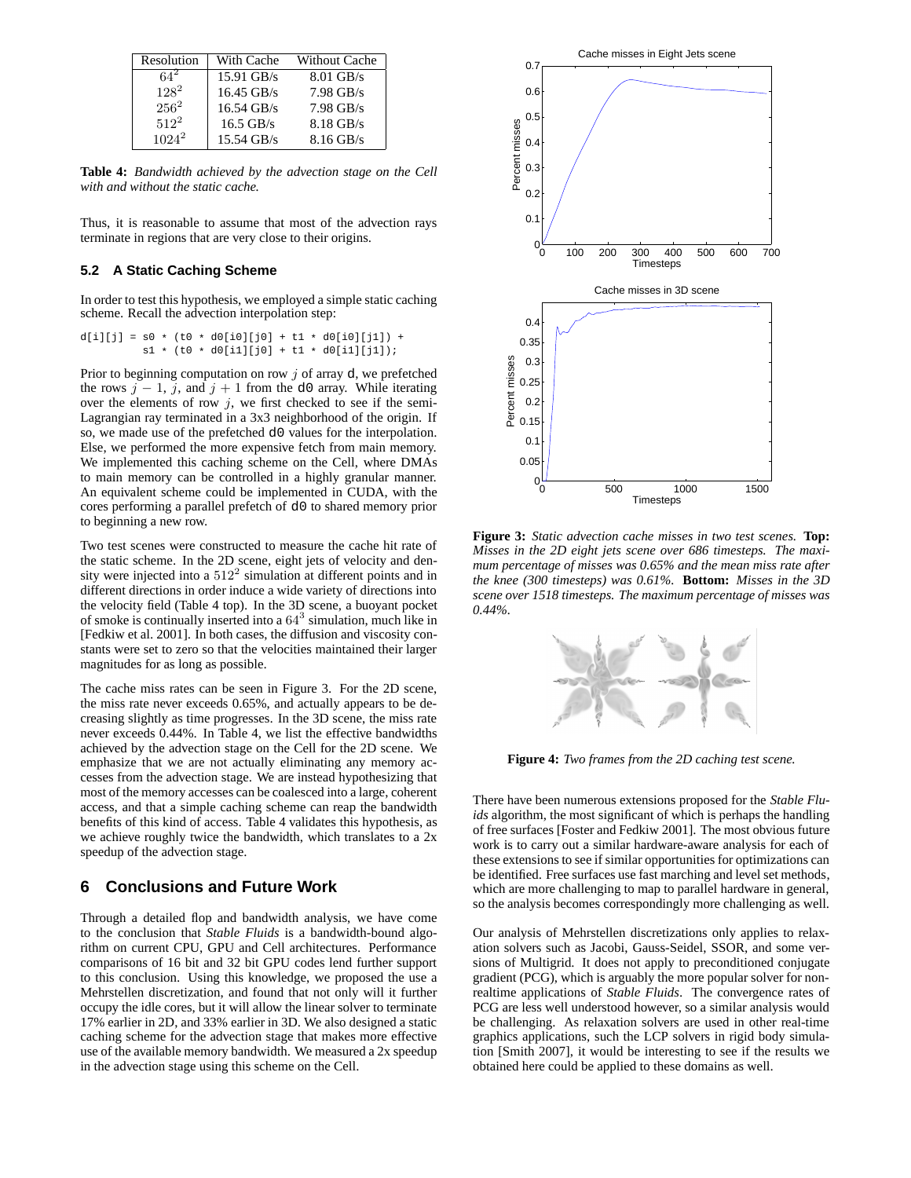| Resolution | With Cache | Without Cache |
| --- | --- | --- |
| $64^2$ | 15.91 GB/s | 8.01 GB/s |
| $128^2$ | 16.45 GB/s | 7.98 GB/s |
| $256^2$ | 16.54 GB/s | 7.98 GB/s |
| $512^2$ | 16.5 GB/s | 8.18 GB/s |
| $1024^2$ | 15.54 GB/s | 8.16 GB/s |

**Table 4:** *Bandwidth achieved by the advection stage on the Cell with and without the static cache.*

Thus, it is reasonable to assume that most of the advection rays terminate in regions that are very close to their origins.

### 5.2 A Static Caching Scheme

In order to test this hypothesis, we employed a simple static caching scheme. Recall the advection interpolation step:

```
d[i][j] = s0 * (t0 * d0[i0][j0] + t1 * d0[i0][j1]) +
          s1 * (t0 * d0[i1][j0] + t1 * d0[i1][j1]);
```

Prior to beginning computation on row $j$ of array d, we prefetched the rows $j-1$, $j$, and $j+1$ from the d0 array. While iterating over the elements of row $j$, we first checked to see if the semi-Lagrangian ray terminated in a 3x3 neighborhood of the origin. If so, we made use of the prefetched d0 values for the interpolation. Else, we performed the more expensive fetch from main memory. We implemented this caching scheme on the Cell, where DMAs to main memory can be controlled in a highly granular manner. An equivalent scheme could be implemented in CUDA, with the cores performing a parallel prefetch of d0 to shared memory prior to beginning a new row.

Two test scenes were constructed to measure the cache hit rate of the static scheme. In the 2D scene, eight jets of velocity and density were injected into a $512^2$ simulation at different points and in different directions in order induce a wide variety of directions into the velocity field (Table 4 top). In the 3D scene, a buoyant pocket of smoke is continually inserted into a $64^3$ simulation, much like in [Fedkiw et al. 2001]. In both cases, the diffusion and viscosity constants were set to zero so that the velocities maintained their larger magnitudes for as long as possible.

The cache miss rates can be seen in Figure 3. For the 2D scene, the miss rate never exceeds 0.65%, and actually appears to be decreasing slightly as time progresses. In the 3D scene, the miss rate never exceeds 0.44%. In Table 4, we list the effective bandwidths achieved by the advection stage on the Cell for the 2D scene. We emphasize that we are not actually eliminating any memory accesses from the advection stage. We are instead hypothesizing that most of the memory accesses can be coalesced into a large, coherent access, and that a simple caching scheme can reap the bandwidth benefits of this kind of access. Table 4 validates this hypothesis, as we achieve roughly twice the bandwidth, which translates to a 2x speedup of the advection stage.

## 6 Conclusions and Future Work

Through a detailed flop and bandwidth analysis, we have come to the conclusion that *Stable Fluids* is a bandwidth-bound algorithm on current CPU, GPU and Cell architectures. Performance comparisons of 16 bit and 32 bit GPU codes lend further support to this conclusion. Using this knowledge, we proposed the use a Mehrstellen discretization, and found that not only will it further occupy the idle cores, but it will allow the linear solver to terminate 17% earlier in 2D, and 33% earlier in 3D. We also designed a static caching scheme for the advection stage that makes more effective use of the available memory bandwidth. We measured a 2x speedup in the advection stage using this scheme on the Cell.

**Figure 3:** *Static advection cache misses in two test scenes.* **Top:** *Misses in the 2D eight jets scene over 686 timesteps. The maximum percentage of misses was 0.65% and the mean miss rate after the knee (300 timesteps) was 0.61%.* **Bottom:** *Misses in the 3D scene over 1518 timesteps. The maximum percentage of misses was 0.44%.*

**Figure 4:** *Two frames from the 2D caching test scene.*

There have been numerous extensions proposed for the *Stable Fluids* algorithm, the most significant of which is perhaps the handling of free surfaces [Foster and Fedkiw 2001]. The most obvious future work is to carry out a similar hardware-aware analysis for each of these extensions to see if similar opportunities for optimizations can be identified. Free surfaces use fast marching and level set methods, which are more challenging to map to parallel hardware in general, so the analysis becomes correspondingly more challenging as well.

Our analysis of Mehrstellen discretizations only applies to relaxation solvers such as Jacobi, Gauss-Seidel, SSOR, and some versions of Multigrid. It does not apply to preconditioned conjugate gradient (PCG), which is arguably the more popular solver for non-realtime applications of *Stable Fluids*. The convergence rates of PCG are less well understood however, so a similar analysis would be challenging. As relaxation solvers are used in other real-time graphics applications, such the LCP solvers in rigid body simulation [Smith 2007], it would be interesting to see if the results we obtained here could be applied to these domains as well.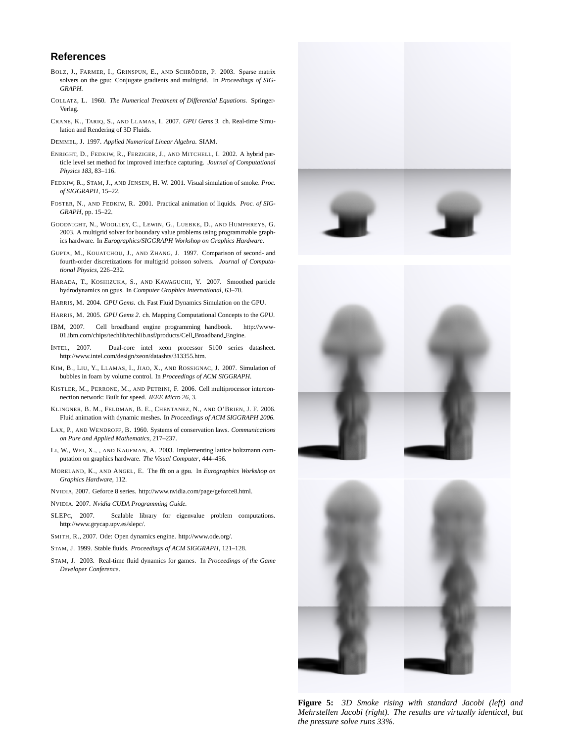## References

Bolz, J., Farmer, I., Grinspun, E., and Schröder, P. 2003. Sparse matrix solvers on the gpu: Conjugate gradients and multigrid. In *Proceedings of SIGGRAPH*.

Collatz, L. 1960. *The Numerical Treatment of Differential Equations.* Springer-Verlag.

Crane, K., Tariq, S., and Llamas, I. 2007. *GPU Gems 3.* ch. Real-time Simulation and Rendering of 3D Fluids.

Demmel, J. 1997. *Applied Numerical Linear Algebra.* SIAM.

Enright, D., Fedkiw, R., Ferziger, J., and Mitchell, I. 2002. A hybrid particle level set method for improved interface capturing. *Journal of Computational Physics 183*, 83–116.

Fedkiw, R., Stam, J., and Jensen, H. W. 2001. Visual simulation of smoke. *Proc. of SIGGRAPH*, 15–22.

Foster, N., and Fedkiw, R. 2001. Practical animation of liquids. *Proc. of SIGGRAPH*, pp. 15–22.

Goodnight, N., Woolley, C., Lewin, G., Luebke, D., and Humphreys, G. 2003. A multigrid solver for boundary value problems using programmable graphics hardware. In *Eurographics/SIGGRAPH Workshop on Graphics Hardware*.

Gupta, M., Kouatchou, J., and Zhang, J. 1997. Comparison of second- and fourth-order discretizations for multigrid poisson solvers. *Journal of Computational Physics*, 226–232.

Harada, T., Koshizuka, S., and Kawaguchi, Y. 2007. Smoothed particle hydrodynamics on gpus. In *Computer Graphics International*, 63–70.

Harris, M. 2004. *GPU Gems.* ch. Fast Fluid Dynamics Simulation on the GPU.

Harris, M. 2005. *GPU Gems 2.* ch. Mapping Computational Concepts to the GPU.

IBM, 2007. Cell broadband engine programming handbook. http://www-01.ibm.com/chips/techlib/techlib.nsf/products/Cell_Broadband_Engine.

Intel, 2007. Dual-core intel xeon processor 5100 series datasheet. http://www.intel.com/design/xeon/datashts/313355.htm.

Kim, B., Liu, Y., Llamas, I., Jiao, X., and Rossignac, J. 2007. Simulation of bubbles in foam by volume control. In *Proceedings of ACM SIGGRAPH*.

Kistler, M., Perrone, M., and Petrini, F. 2006. Cell multiprocessor interconnection network: Built for speed. *IEEE Micro 26*, 3.

Klingner, B. M., Feldman, B. E., Chentanez, N., and O'Brien, J. F. 2006. Fluid animation with dynamic meshes. In *Proceedings of ACM SIGGRAPH 2006*.

Lax, P., and Wendroff, B. 1960. Systems of conservation laws. *Communications on Pure and Applied Mathematics*, 217–237.

Li, W., Wei, X., , and Kaufman, A. 2003. Implementing lattice boltzmann computation on graphics hardware. *The Visual Computer*, 444–456.

Moreland, K., and Angel, E. The fft on a gpu. In *Eurographics Workshop on Graphics Hardware*, 112.

Nvidia, 2007. Geforce 8 series. http://www.nvidia.com/page/geforce8.html.

Nvidia. 2007. *Nvidia CUDA Programming Guide.*

SLEPc, 2007. Scalable library for eigenvalue problem computations. http://www.grycap.upv.es/slepc/.

Smith, R., 2007. Ode: Open dynamics engine. http://www.ode.org/.

Stam, J. 1999. Stable fluids. *Proceedings of ACM SIGGRAPH*, 121–128.

Stam, J. 2003. Real-time fluid dynamics for games. In *Proceedings of the Game Developer Conference*.

**Figure 5:** *3D Smoke rising with standard Jacobi (left) and Mehrstellen Jacobi (right). The results are virtually identical, but the pressure solve runs 33%.*